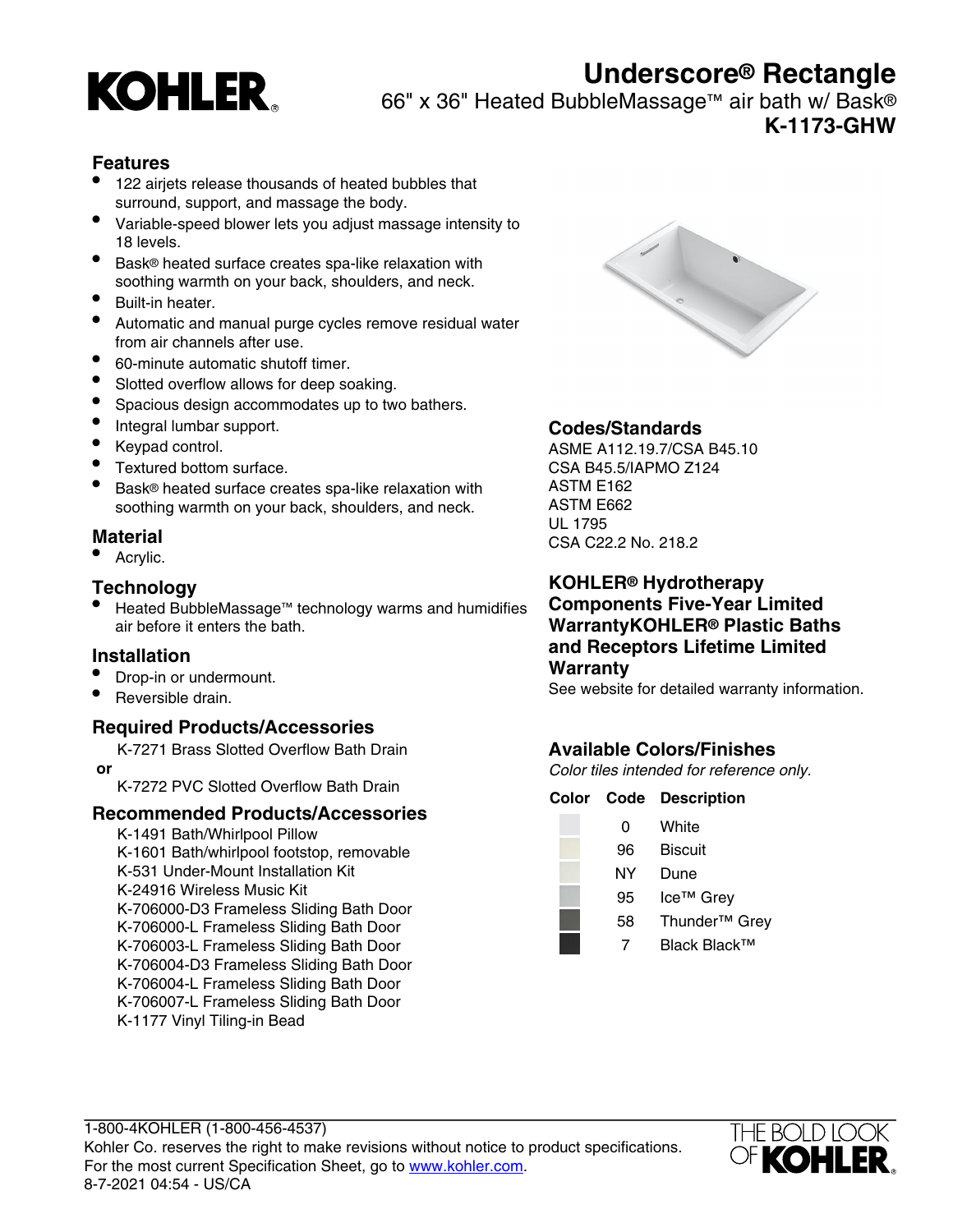# Underscore® Rectangle

## 66" x 36" Heated BubbleMassage™ air bath w/ Bask®

## K-1173-GHW

### Features

- 122 airjets release thousands of heated bubbles that surround, support, and massage the body.
- Variable-speed blower lets you adjust massage intensity to 18 levels.
- Bask® heated surface creates spa-like relaxation with soothing warmth on your back, shoulders, and neck.
- Built-in heater.
- Automatic and manual purge cycles remove residual water from air channels after use.
- 60-minute automatic shutoff timer.
- Slotted overflow allows for deep soaking.
- Spacious design accommodates up to two bathers.
- Integral lumbar support.
- Keypad control.
- Textured bottom surface.
- Bask® heated surface creates spa-like relaxation with soothing warmth on your back, shoulders, and neck.

### Material

- Acrylic.

### Technology

- Heated BubbleMassage™ technology warms and humidifies air before it enters the bath.

### Installation

- Drop-in or undermount.
- Reversible drain.

### Required Products/Accessories

K-7271 Brass Slotted Overflow Bath Drain

**or**

K-7272 PVC Slotted Overflow Bath Drain

### Recommended Products/Accessories

K-1491 Bath/Whirlpool Pillow
K-1601 Bath/whirlpool footstop, removable
K-531 Under-Mount Installation Kit
K-24916 Wireless Music Kit
K-706000-D3 Frameless Sliding Bath Door
K-706000-L Frameless Sliding Bath Door
K-706003-L Frameless Sliding Bath Door
K-706004-D3 Frameless Sliding Bath Door
K-706004-L Frameless Sliding Bath Door
K-706007-L Frameless Sliding Bath Door
K-1177 Vinyl Tiling-in Bead

### Codes/Standards

ASME A112.19.7/CSA B45.10
CSA B45.5/IAPMO Z124
ASTM E162
ASTM E662
UL 1795
CSA C22.2 No. 218.2

### KOHLER® Hydrotherapy Components Five-Year Limited WarrantyKOHLER® Plastic Baths and Receptors Lifetime Limited Warranty

See website for detailed warranty information.

### Available Colors/Finishes

*Color tiles intended for reference only.*

| Color | Code | Description |
|---|---|---|
| | 0 | White |
| | 96 | Biscuit |
| | NY | Dune |
| | 95 | Ice™ Grey |
| | 58 | Thunder™ Grey |
| | 7 | Black Black™ |

1-800-4KOHLER (1-800-456-4537)
Kohler Co. reserves the right to make revisions without notice to product specifications.
For the most current Specification Sheet, go to www.kohler.com.
8-7-2021 04:54 - US/CA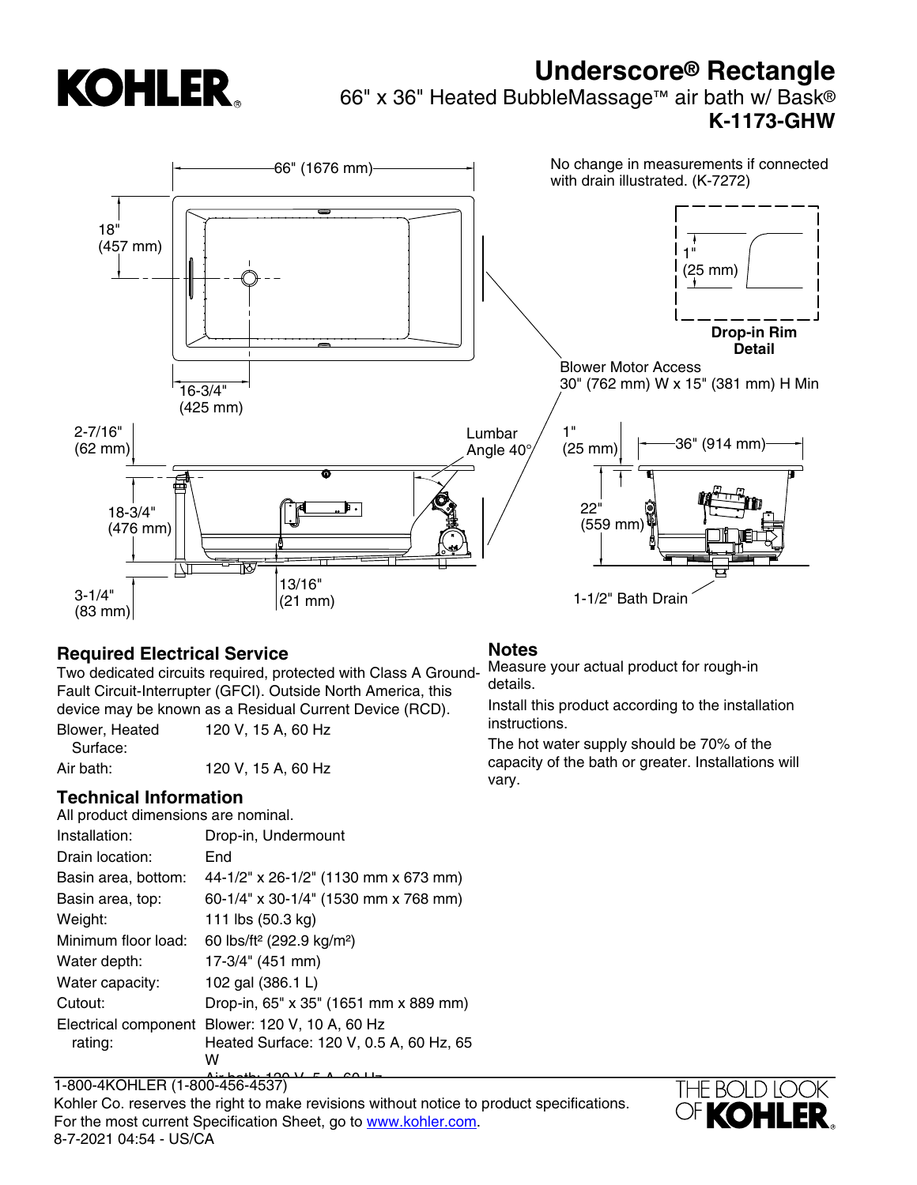# KOHLER

## Underscore® Rectangle

66" x 36" Heated BubbleMassage™ air bath w/ Bask®

**K-1173-GHW**

66" (1676 mm)

18" (457 mm)

16-3/4" (425 mm)

No change in measurements if connected with drain illustrated. (K-7272)

1" (25 mm)

**Drop-in Rim Detail**

Blower Motor Access 30" (762 mm) W x 15" (381 mm) H Min

2-7/16" (62 mm)

18-3/4" (476 mm)

3-1/4" (83 mm)

13/16" (21 mm)

Lumbar Angle 40°

1" (25 mm)

36" (914 mm)

22" (559 mm)

1-1/2" Bath Drain

## Required Electrical Service

Two dedicated circuits required, protected with Class A Ground-Fault Circuit-Interrupter (GFCI). Outside North America, this device may be known as a Residual Current Device (RCD).

| | |
|---|---|
| Blower, Heated Surface: | 120 V, 15 A, 60 Hz |
| Air bath: | 120 V, 15 A, 60 Hz |

## Technical Information

All product dimensions are nominal.

| | |
|---|---|
| Installation: | Drop-in, Undermount |
| Drain location: | End |
| Basin area, bottom: | 44-1/2" x 26-1/2" (1130 mm x 673 mm) |
| Basin area, top: | 60-1/4" x 30-1/4" (1530 mm x 768 mm) |
| Weight: | 111 lbs (50.3 kg) |
| Minimum floor load: | 60 lbs/ft² (292.9 kg/m²) |
| Water depth: | 17-3/4" (451 mm) |
| Water capacity: | 102 gal (386.1 L) |
| Cutout: | Drop-in, 65" x 35" (1651 mm x 889 mm) |
| Electrical component rating: | Blower: 120 V, 10 A, 60 Hz<br>Heated Surface: 120 V, 0.5 A, 60 Hz, 65 W<br>Air bath: 120 V, 5 A, 60 Hz |

## Notes

Measure your actual product for rough-in details.

Install this product according to the installation instructions.

The hot water supply should be 70% of the capacity of the bath or greater. Installations will vary.

1-800-4KOHLER (1-800-456-4537)

Kohler Co. reserves the right to make revisions without notice to product specifications.
For the most current Specification Sheet, go to www.kohler.com.

8-7-2021 04:54 - US/CA

THE BOLD LOOK OF KOHLER.